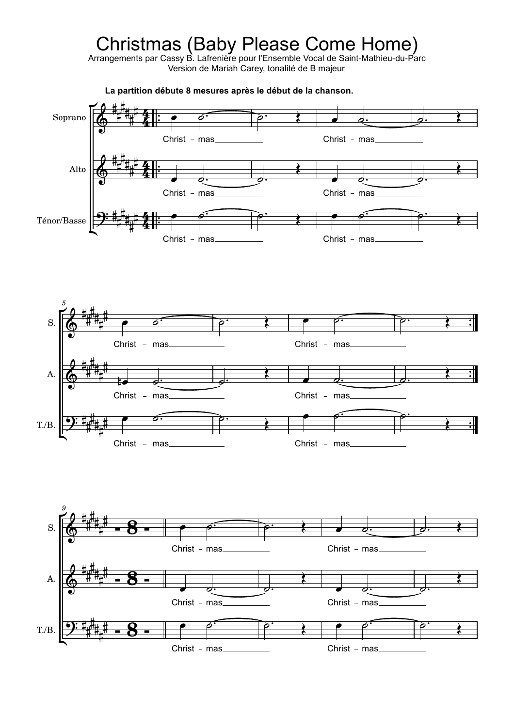# Christmas (Baby Please Come Home)

Arrangements par Cassy B. Lafrenière pour l'Ensemble Vocal de Saint-Mathieu-du-Parc
Version de Mariah Carey, tonalité de B majeur

**La partition débute 8 mesures après le début de la chanson.**

Soprano / Alto / Ténor/Basse

Christ – mas Christ – mas

Christ – mas Christ – mas

Christ – mas Christ – mas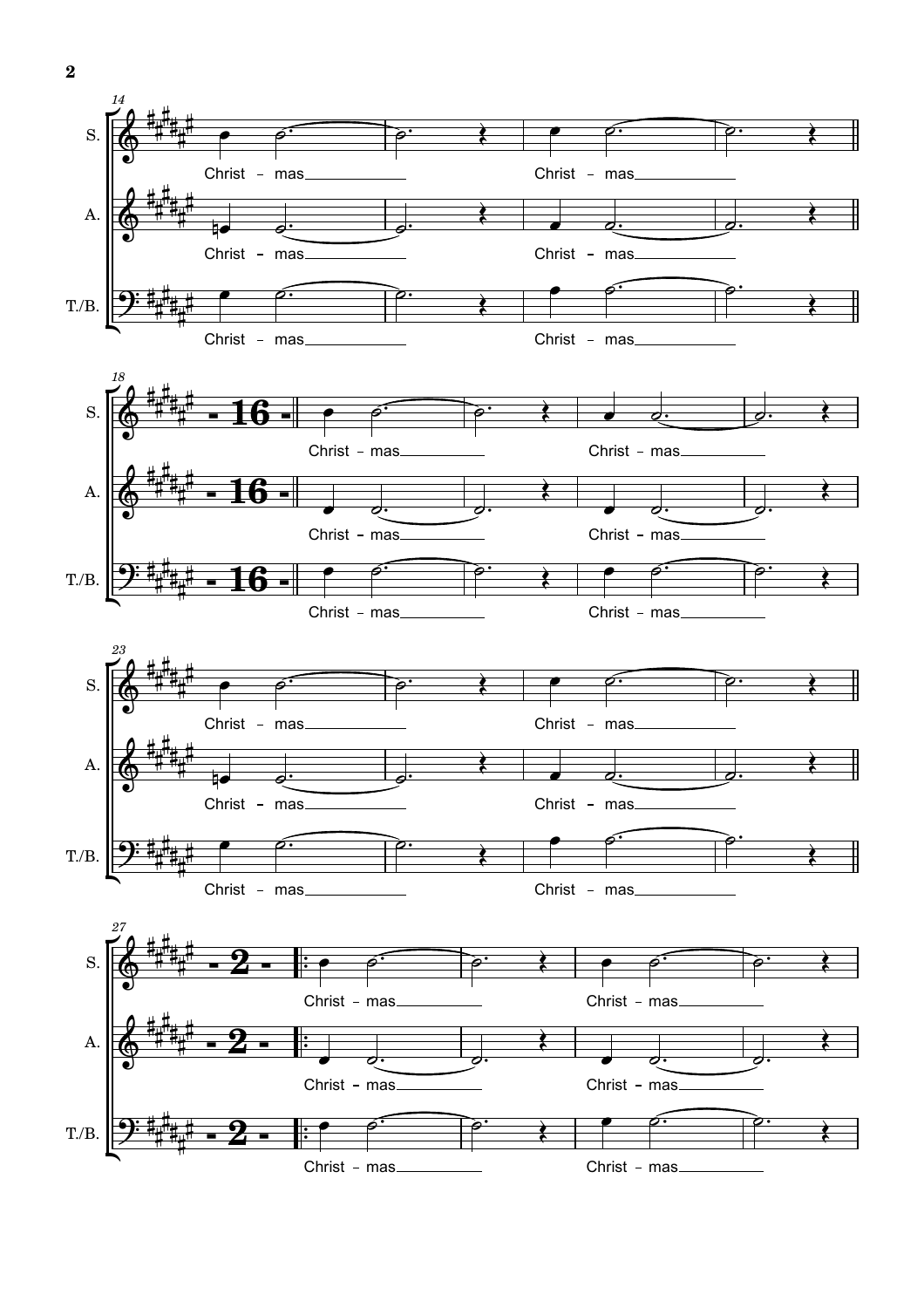14

S. Christ – mas Christ – mas

A. Christ – mas Christ – mas

T./B. Christ – mas Christ – mas

18

S. 16 Christ – mas Christ – mas

A. 16 Christ – mas Christ – mas

T./B. 16 Christ – mas Christ – mas

23

S. Christ – mas Christ – mas

A. Christ – mas Christ – mas

T./B. Christ – mas Christ – mas

27

S. 2 Christ – mas Christ – mas

A. 2 Christ – mas Christ – mas

T./B. 2 Christ – mas Christ – mas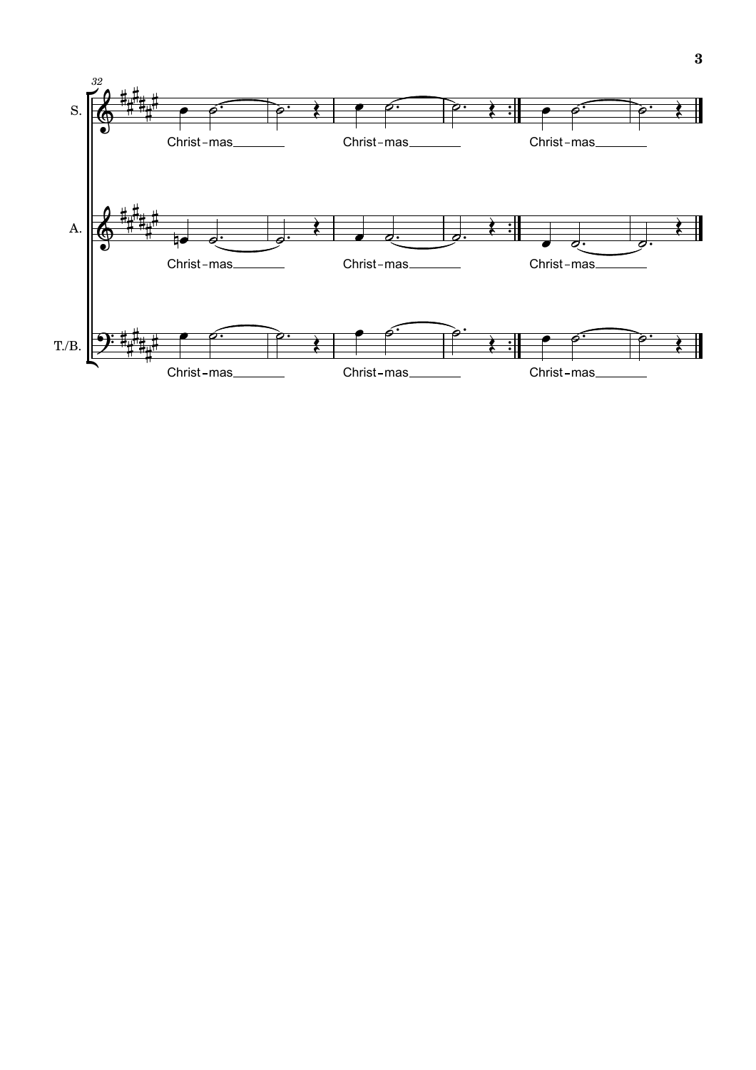S.

Christ-mas Christ-mas Christ-mas

A.

Christ-mas Christ-mas Christ-mas

T./B.

Christ-mas Christ-mas Christ-mas